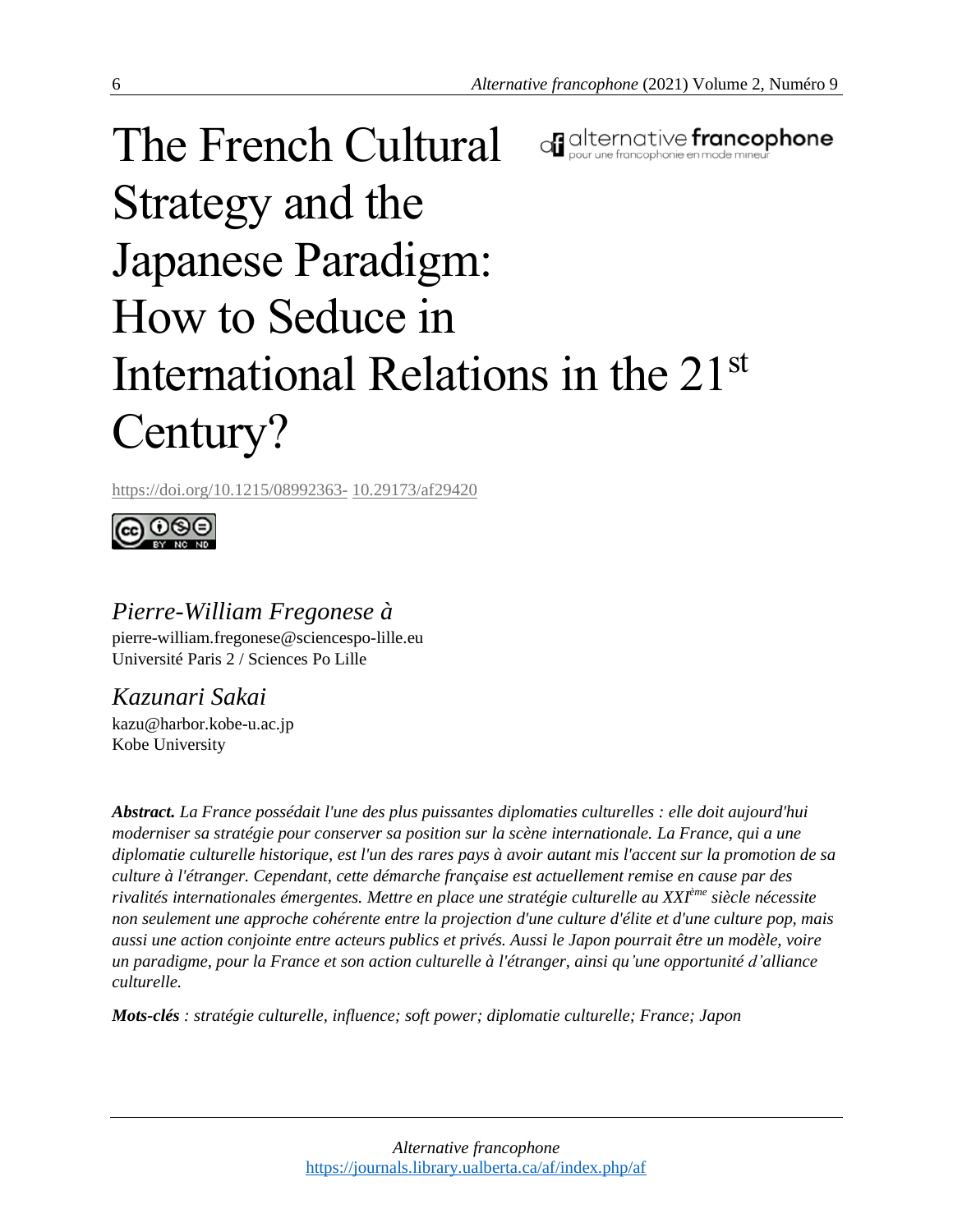# The French Cultural Strategy and the Japanese Paradigm: How to Seduce in International Relations in the 21st Century?

https://doi.org/10.1215/08992363- 10.29173/af29420

*Pierre-William Fregonese à*
pierre-william.fregonese@sciencespo-lille.eu
Université Paris 2 / Sciences Po Lille

*Kazunari Sakai*
kazu@harbor.kobe-u.ac.jp
Kobe University

***Abstract.*** *La France possédait l'une des plus puissantes diplomaties culturelles : elle doit aujourd'hui moderniser sa stratégie pour conserver sa position sur la scène internationale. La France, qui a une diplomatie culturelle historique, est l'un des rares pays à avoir autant mis l'accent sur la promotion de sa culture à l'étranger. Cependant, cette démarche française est actuellement remise en cause par des rivalités internationales émergentes. Mettre en place une stratégie culturelle au XXIème siècle nécessite non seulement une approche cohérente entre la projection d'une culture d'élite et d'une culture pop, mais aussi une action conjointe entre acteurs publics et privés. Aussi le Japon pourrait être un modèle, voire un paradigme, pour la France et son action culturelle à l'étranger, ainsi qu'une opportunité d'alliance culturelle.*

***Mots-clés*** *: stratégie culturelle, influence; soft power; diplomatie culturelle; France; Japon*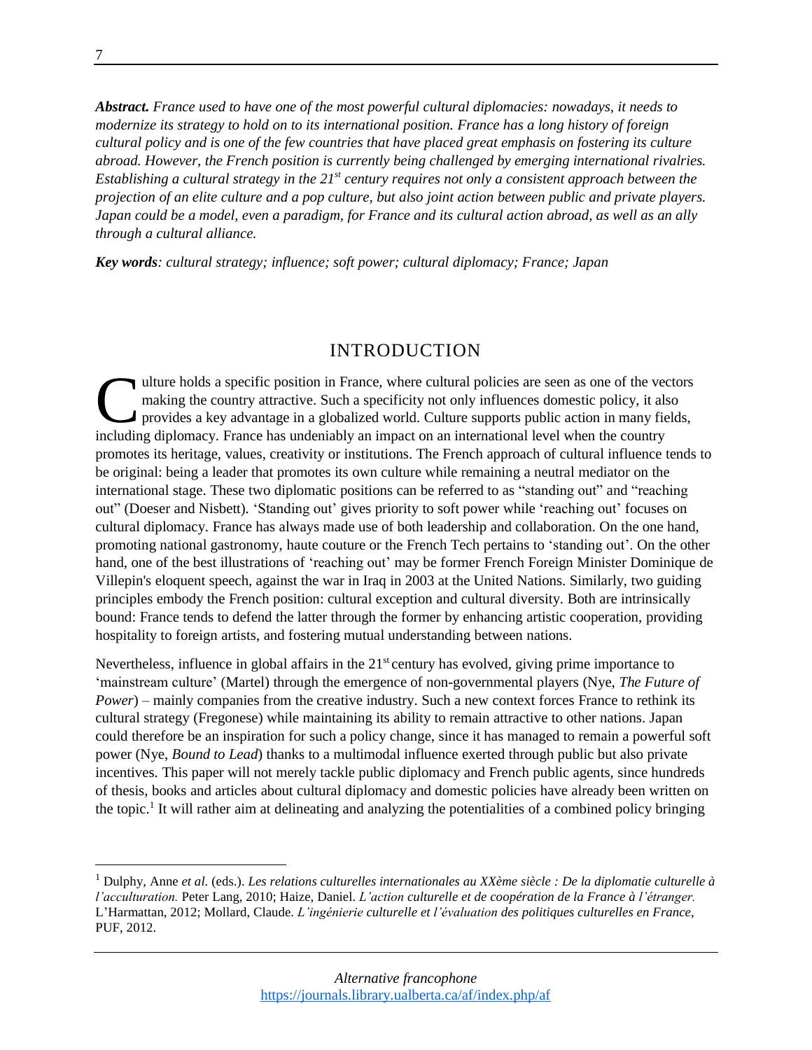***Abstract.*** *France used to have one of the most powerful cultural diplomacies: nowadays, it needs to modernize its strategy to hold on to its international position. France has a long history of foreign cultural policy and is one of the few countries that have placed great emphasis on fostering its culture abroad. However, the French position is currently being challenged by emerging international rivalries. Establishing a cultural strategy in the 21st century requires not only a consistent approach between the projection of an elite culture and a pop culture, but also joint action between public and private players. Japan could be a model, even a paradigm, for France and its cultural action abroad, as well as an ally through a cultural alliance.*

***Key words****: cultural strategy; influence; soft power; cultural diplomacy; France; Japan*

## INTRODUCTION

Culture holds a specific position in France, where cultural policies are seen as one of the vectors making the country attractive. Such a specificity not only influences domestic policy, it also provides a key advantage in a globalized world. Culture supports public action in many fields, including diplomacy. France has undeniably an impact on an international level when the country promotes its heritage, values, creativity or institutions. The French approach of cultural influence tends to be original: being a leader that promotes its own culture while remaining a neutral mediator on the international stage. These two diplomatic positions can be referred to as "standing out" and "reaching out" (Doeser and Nisbett). 'Standing out' gives priority to soft power while 'reaching out' focuses on cultural diplomacy. France has always made use of both leadership and collaboration. On the one hand, promoting national gastronomy, haute couture or the French Tech pertains to 'standing out'. On the other hand, one of the best illustrations of 'reaching out' may be former French Foreign Minister Dominique de Villepin's eloquent speech, against the war in Iraq in 2003 at the United Nations. Similarly, two guiding principles embody the French position: cultural exception and cultural diversity. Both are intrinsically bound: France tends to defend the latter through the former by enhancing artistic cooperation, providing hospitality to foreign artists, and fostering mutual understanding between nations.

Nevertheless, influence in global affairs in the 21st century has evolved, giving prime importance to 'mainstream culture' (Martel) through the emergence of non-governmental players (Nye, *The Future of Power*) – mainly companies from the creative industry. Such a new context forces France to rethink its cultural strategy (Fregonese) while maintaining its ability to remain attractive to other nations. Japan could therefore be an inspiration for such a policy change, since it has managed to remain a powerful soft power (Nye, *Bound to Lead*) thanks to a multimodal influence exerted through public but also private incentives. This paper will not merely tackle public diplomacy and French public agents, since hundreds of thesis, books and articles about cultural diplomacy and domestic policies have already been written on the topic.[1] It will rather aim at delineating and analyzing the potentialities of a combined policy bringing

[1] Dulphy, Anne *et al.* (eds.). *Les relations culturelles internationales au XXème siècle : De la diplomatie culturelle à l'acculturation.* Peter Lang, 2010; Haize, Daniel. *L'action culturelle et de coopération de la France à l'étranger.* L'Harmattan, 2012; Mollard, Claude. *L'ingénierie culturelle et l'évaluation des politiques culturelles en France*, PUF, 2012.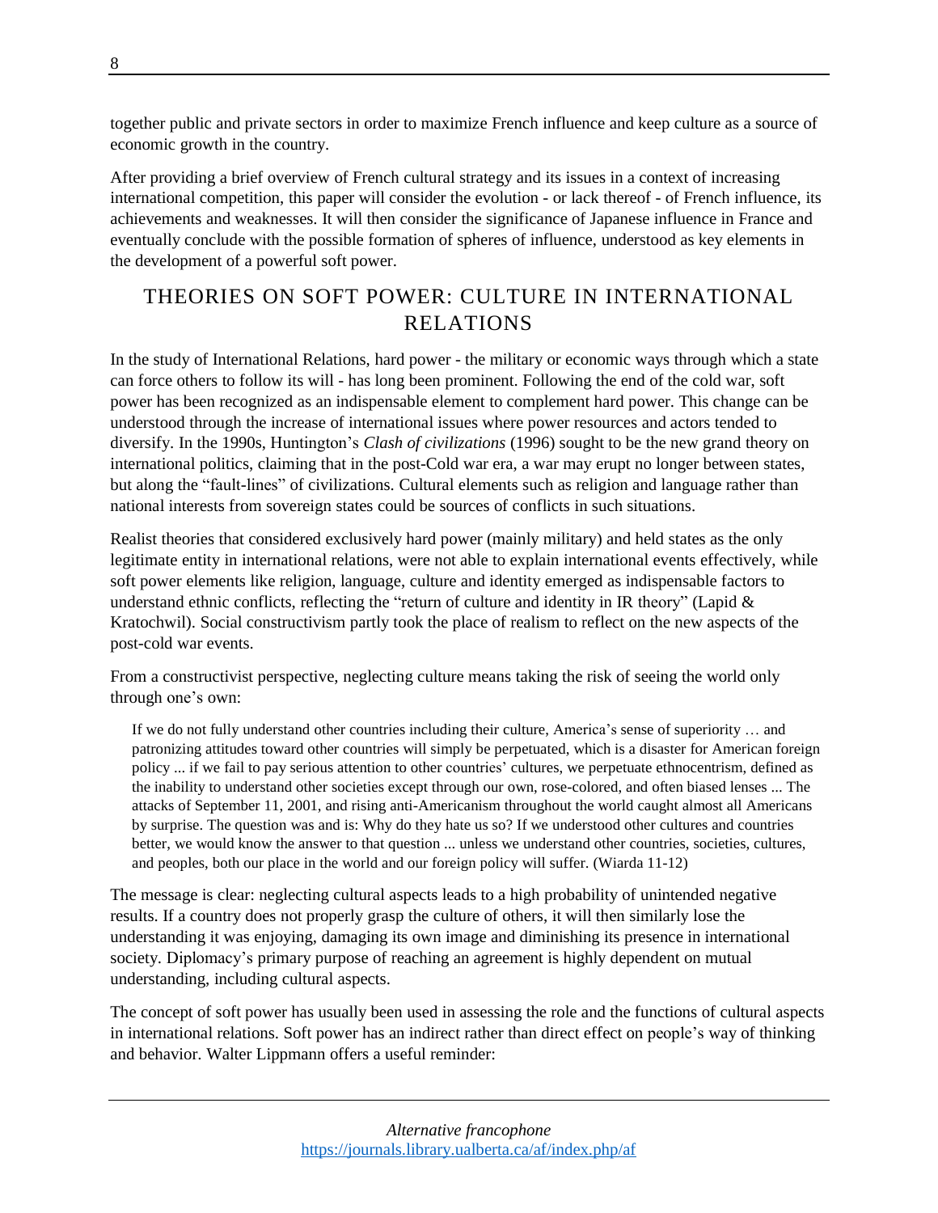together public and private sectors in order to maximize French influence and keep culture as a source of economic growth in the country.

After providing a brief overview of French cultural strategy and its issues in a context of increasing international competition, this paper will consider the evolution - or lack thereof - of French influence, its achievements and weaknesses. It will then consider the significance of Japanese influence in France and eventually conclude with the possible formation of spheres of influence, understood as key elements in the development of a powerful soft power.

## THEORIES ON SOFT POWER: CULTURE IN INTERNATIONAL RELATIONS

In the study of International Relations, hard power - the military or economic ways through which a state can force others to follow its will - has long been prominent. Following the end of the cold war, soft power has been recognized as an indispensable element to complement hard power. This change can be understood through the increase of international issues where power resources and actors tended to diversify. In the 1990s, Huntington's *Clash of civilizations* (1996) sought to be the new grand theory on international politics, claiming that in the post-Cold war era, a war may erupt no longer between states, but along the "fault-lines" of civilizations. Cultural elements such as religion and language rather than national interests from sovereign states could be sources of conflicts in such situations.

Realist theories that considered exclusively hard power (mainly military) and held states as the only legitimate entity in international relations, were not able to explain international events effectively, while soft power elements like religion, language, culture and identity emerged as indispensable factors to understand ethnic conflicts, reflecting the "return of culture and identity in IR theory" (Lapid & Kratochwil). Social constructivism partly took the place of realism to reflect on the new aspects of the post-cold war events.

From a constructivist perspective, neglecting culture means taking the risk of seeing the world only through one's own:

> If we do not fully understand other countries including their culture, America's sense of superiority … and patronizing attitudes toward other countries will simply be perpetuated, which is a disaster for American foreign policy ... if we fail to pay serious attention to other countries' cultures, we perpetuate ethnocentrism, defined as the inability to understand other societies except through our own, rose-colored, and often biased lenses ... The attacks of September 11, 2001, and rising anti-Americanism throughout the world caught almost all Americans by surprise. The question was and is: Why do they hate us so? If we understood other cultures and countries better, we would know the answer to that question ... unless we understand other countries, societies, cultures, and peoples, both our place in the world and our foreign policy will suffer. (Wiarda 11-12)

The message is clear: neglecting cultural aspects leads to a high probability of unintended negative results. If a country does not properly grasp the culture of others, it will then similarly lose the understanding it was enjoying, damaging its own image and diminishing its presence in international society. Diplomacy's primary purpose of reaching an agreement is highly dependent on mutual understanding, including cultural aspects.

The concept of soft power has usually been used in assessing the role and the functions of cultural aspects in international relations. Soft power has an indirect rather than direct effect on people's way of thinking and behavior. Walter Lippmann offers a useful reminder: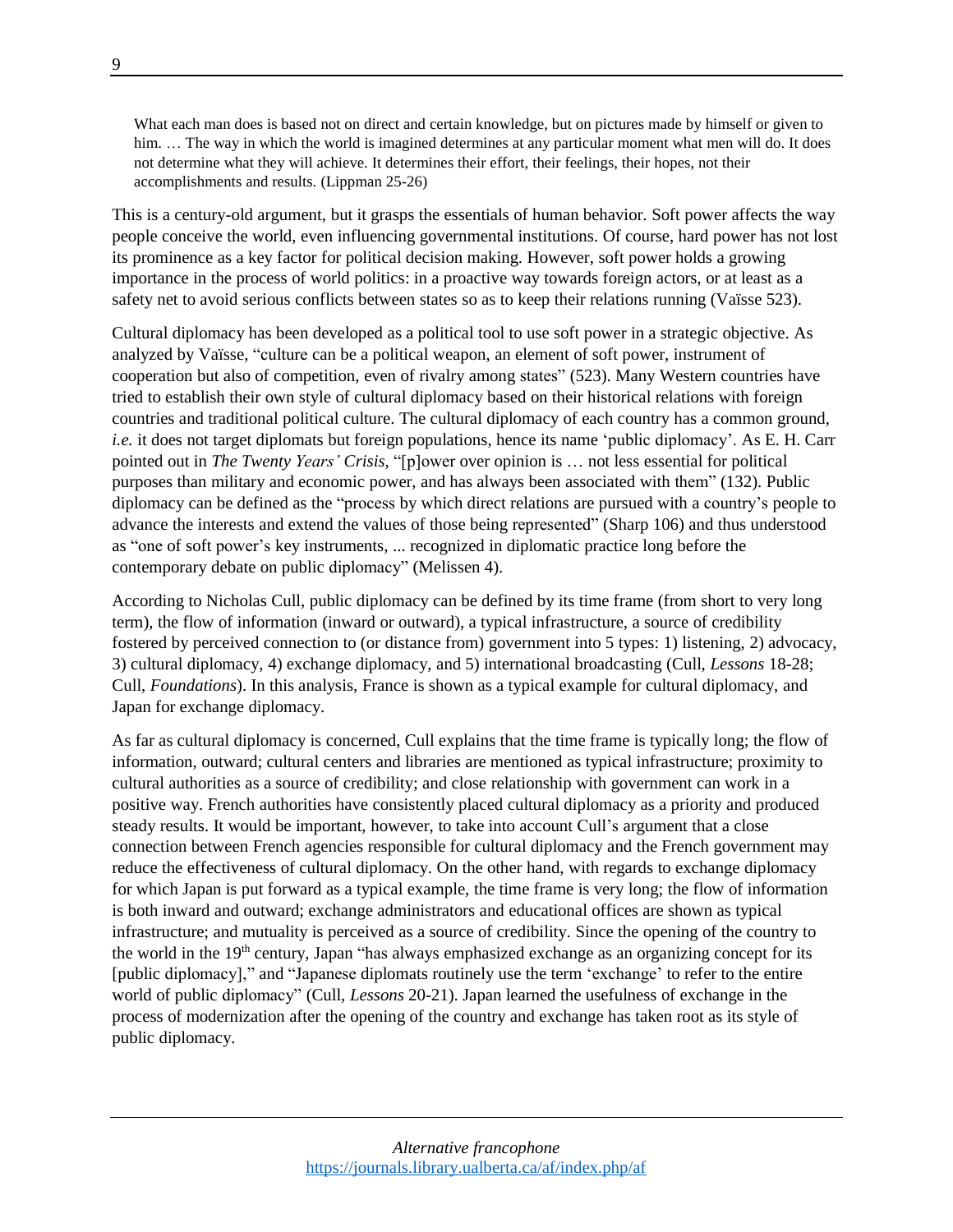> What each man does is based not on direct and certain knowledge, but on pictures made by himself or given to him. … The way in which the world is imagined determines at any particular moment what men will do. It does not determine what they will achieve. It determines their effort, their feelings, their hopes, not their accomplishments and results. (Lippman 25-26)

This is a century-old argument, but it grasps the essentials of human behavior. Soft power affects the way people conceive the world, even influencing governmental institutions. Of course, hard power has not lost its prominence as a key factor for political decision making. However, soft power holds a growing importance in the process of world politics: in a proactive way towards foreign actors, or at least as a safety net to avoid serious conflicts between states so as to keep their relations running (Vaïsse 523).

Cultural diplomacy has been developed as a political tool to use soft power in a strategic objective. As analyzed by Vaïsse, "culture can be a political weapon, an element of soft power, instrument of cooperation but also of competition, even of rivalry among states" (523). Many Western countries have tried to establish their own style of cultural diplomacy based on their historical relations with foreign countries and traditional political culture. The cultural diplomacy of each country has a common ground, *i.e.* it does not target diplomats but foreign populations, hence its name 'public diplomacy'. As E. H. Carr pointed out in *The Twenty Years' Crisis*, "[p]ower over opinion is … not less essential for political purposes than military and economic power, and has always been associated with them" (132). Public diplomacy can be defined as the "process by which direct relations are pursued with a country's people to advance the interests and extend the values of those being represented" (Sharp 106) and thus understood as "one of soft power's key instruments, ... recognized in diplomatic practice long before the contemporary debate on public diplomacy" (Melissen 4).

According to Nicholas Cull, public diplomacy can be defined by its time frame (from short to very long term), the flow of information (inward or outward), a typical infrastructure, a source of credibility fostered by perceived connection to (or distance from) government into 5 types: 1) listening, 2) advocacy, 3) cultural diplomacy, 4) exchange diplomacy, and 5) international broadcasting (Cull, *Lessons* 18-28; Cull, *Foundations*). In this analysis, France is shown as a typical example for cultural diplomacy, and Japan for exchange diplomacy.

As far as cultural diplomacy is concerned, Cull explains that the time frame is typically long; the flow of information, outward; cultural centers and libraries are mentioned as typical infrastructure; proximity to cultural authorities as a source of credibility; and close relationship with government can work in a positive way. French authorities have consistently placed cultural diplomacy as a priority and produced steady results. It would be important, however, to take into account Cull's argument that a close connection between French agencies responsible for cultural diplomacy and the French government may reduce the effectiveness of cultural diplomacy. On the other hand, with regards to exchange diplomacy for which Japan is put forward as a typical example, the time frame is very long; the flow of information is both inward and outward; exchange administrators and educational offices are shown as typical infrastructure; and mutuality is perceived as a source of credibility. Since the opening of the country to the world in the 19th century, Japan "has always emphasized exchange as an organizing concept for its [public diplomacy]," and "Japanese diplomats routinely use the term 'exchange' to refer to the entire world of public diplomacy" (Cull, *Lessons* 20-21). Japan learned the usefulness of exchange in the process of modernization after the opening of the country and exchange has taken root as its style of public diplomacy.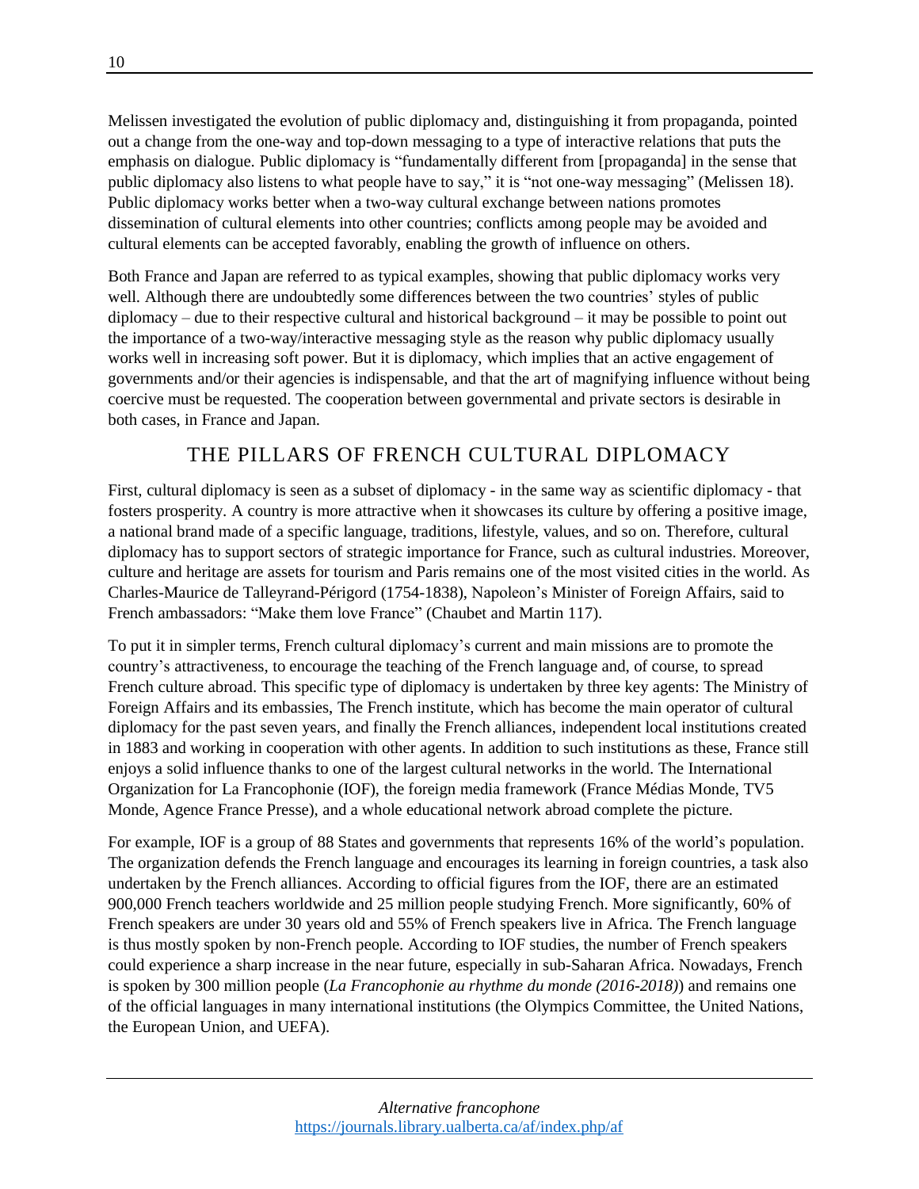Melissen investigated the evolution of public diplomacy and, distinguishing it from propaganda, pointed out a change from the one-way and top-down messaging to a type of interactive relations that puts the emphasis on dialogue. Public diplomacy is "fundamentally different from [propaganda] in the sense that public diplomacy also listens to what people have to say," it is "not one-way messaging" (Melissen 18). Public diplomacy works better when a two-way cultural exchange between nations promotes dissemination of cultural elements into other countries; conflicts among people may be avoided and cultural elements can be accepted favorably, enabling the growth of influence on others.

Both France and Japan are referred to as typical examples, showing that public diplomacy works very well. Although there are undoubtedly some differences between the two countries' styles of public diplomacy – due to their respective cultural and historical background – it may be possible to point out the importance of a two-way/interactive messaging style as the reason why public diplomacy usually works well in increasing soft power. But it is diplomacy, which implies that an active engagement of governments and/or their agencies is indispensable, and that the art of magnifying influence without being coercive must be requested. The cooperation between governmental and private sectors is desirable in both cases, in France and Japan.

## THE PILLARS OF FRENCH CULTURAL DIPLOMACY

First, cultural diplomacy is seen as a subset of diplomacy - in the same way as scientific diplomacy - that fosters prosperity. A country is more attractive when it showcases its culture by offering a positive image, a national brand made of a specific language, traditions, lifestyle, values, and so on. Therefore, cultural diplomacy has to support sectors of strategic importance for France, such as cultural industries. Moreover, culture and heritage are assets for tourism and Paris remains one of the most visited cities in the world. As Charles-Maurice de Talleyrand-Périgord (1754-1838), Napoleon's Minister of Foreign Affairs, said to French ambassadors: "Make them love France" (Chaubet and Martin 117).

To put it in simpler terms, French cultural diplomacy's current and main missions are to promote the country's attractiveness, to encourage the teaching of the French language and, of course, to spread French culture abroad. This specific type of diplomacy is undertaken by three key agents: The Ministry of Foreign Affairs and its embassies, The French institute, which has become the main operator of cultural diplomacy for the past seven years, and finally the French alliances, independent local institutions created in 1883 and working in cooperation with other agents. In addition to such institutions as these, France still enjoys a solid influence thanks to one of the largest cultural networks in the world. The International Organization for La Francophonie (IOF), the foreign media framework (France Médias Monde, TV5 Monde, Agence France Presse), and a whole educational network abroad complete the picture.

For example, IOF is a group of 88 States and governments that represents 16% of the world's population. The organization defends the French language and encourages its learning in foreign countries, a task also undertaken by the French alliances. According to official figures from the IOF, there are an estimated 900,000 French teachers worldwide and 25 million people studying French. More significantly, 60% of French speakers are under 30 years old and 55% of French speakers live in Africa. The French language is thus mostly spoken by non-French people. According to IOF studies, the number of French speakers could experience a sharp increase in the near future, especially in sub-Saharan Africa. Nowadays, French is spoken by 300 million people (*La Francophonie au rhythme du monde (2016-2018)*) and remains one of the official languages in many international institutions (the Olympics Committee, the United Nations, the European Union, and UEFA).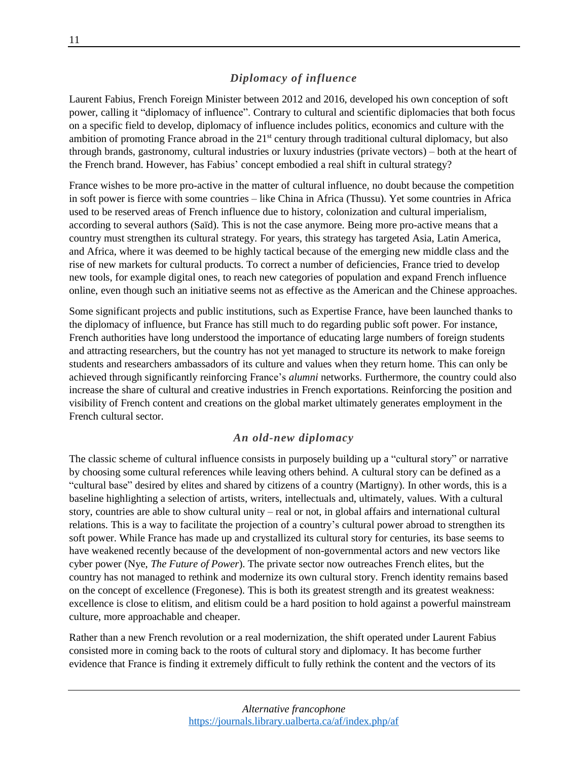## *Diplomacy of influence*

Laurent Fabius, French Foreign Minister between 2012 and 2016, developed his own conception of soft power, calling it "diplomacy of influence". Contrary to cultural and scientific diplomacies that both focus on a specific field to develop, diplomacy of influence includes politics, economics and culture with the ambition of promoting France abroad in the 21st century through traditional cultural diplomacy, but also through brands, gastronomy, cultural industries or luxury industries (private vectors) – both at the heart of the French brand. However, has Fabius' concept embodied a real shift in cultural strategy?

France wishes to be more pro-active in the matter of cultural influence, no doubt because the competition in soft power is fierce with some countries – like China in Africa (Thussu). Yet some countries in Africa used to be reserved areas of French influence due to history, colonization and cultural imperialism, according to several authors (Saïd). This is not the case anymore. Being more pro-active means that a country must strengthen its cultural strategy. For years, this strategy has targeted Asia, Latin America, and Africa, where it was deemed to be highly tactical because of the emerging new middle class and the rise of new markets for cultural products. To correct a number of deficiencies, France tried to develop new tools, for example digital ones, to reach new categories of population and expand French influence online, even though such an initiative seems not as effective as the American and the Chinese approaches.

Some significant projects and public institutions, such as Expertise France, have been launched thanks to the diplomacy of influence, but France has still much to do regarding public soft power. For instance, French authorities have long understood the importance of educating large numbers of foreign students and attracting researchers, but the country has not yet managed to structure its network to make foreign students and researchers ambassadors of its culture and values when they return home. This can only be achieved through significantly reinforcing France's *alumni* networks. Furthermore, the country could also increase the share of cultural and creative industries in French exportations. Reinforcing the position and visibility of French content and creations on the global market ultimately generates employment in the French cultural sector.

## *An old-new diplomacy*

The classic scheme of cultural influence consists in purposely building up a "cultural story" or narrative by choosing some cultural references while leaving others behind. A cultural story can be defined as a "cultural base" desired by elites and shared by citizens of a country (Martigny). In other words, this is a baseline highlighting a selection of artists, writers, intellectuals and, ultimately, values. With a cultural story, countries are able to show cultural unity – real or not, in global affairs and international cultural relations. This is a way to facilitate the projection of a country's cultural power abroad to strengthen its soft power. While France has made up and crystallized its cultural story for centuries, its base seems to have weakened recently because of the development of non-governmental actors and new vectors like cyber power (Nye, *The Future of Power*). The private sector now outreaches French elites, but the country has not managed to rethink and modernize its own cultural story. French identity remains based on the concept of excellence (Fregonese). This is both its greatest strength and its greatest weakness: excellence is close to elitism, and elitism could be a hard position to hold against a powerful mainstream culture, more approachable and cheaper.

Rather than a new French revolution or a real modernization, the shift operated under Laurent Fabius consisted more in coming back to the roots of cultural story and diplomacy. It has become further evidence that France is finding it extremely difficult to fully rethink the content and the vectors of its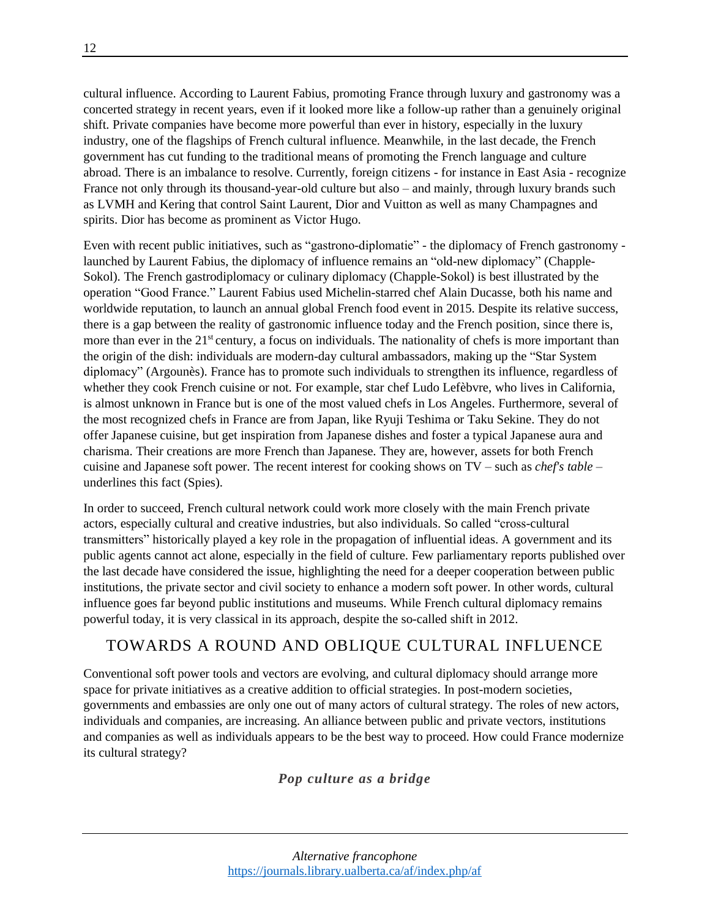cultural influence. According to Laurent Fabius, promoting France through luxury and gastronomy was a concerted strategy in recent years, even if it looked more like a follow-up rather than a genuinely original shift. Private companies have become more powerful than ever in history, especially in the luxury industry, one of the flagships of French cultural influence. Meanwhile, in the last decade, the French government has cut funding to the traditional means of promoting the French language and culture abroad. There is an imbalance to resolve. Currently, foreign citizens - for instance in East Asia - recognize France not only through its thousand-year-old culture but also – and mainly, through luxury brands such as LVMH and Kering that control Saint Laurent, Dior and Vuitton as well as many Champagnes and spirits. Dior has become as prominent as Victor Hugo.

Even with recent public initiatives, such as "gastrono-diplomatie" - the diplomacy of French gastronomy - launched by Laurent Fabius, the diplomacy of influence remains an "old-new diplomacy" (Chapple-Sokol). The French gastrodiplomacy or culinary diplomacy (Chapple-Sokol) is best illustrated by the operation "Good France." Laurent Fabius used Michelin-starred chef Alain Ducasse, both his name and worldwide reputation, to launch an annual global French food event in 2015. Despite its relative success, there is a gap between the reality of gastronomic influence today and the French position, since there is, more than ever in the 21st century, a focus on individuals. The nationality of chefs is more important than the origin of the dish: individuals are modern-day cultural ambassadors, making up the "Star System diplomacy" (Argounès). France has to promote such individuals to strengthen its influence, regardless of whether they cook French cuisine or not. For example, star chef Ludo Lefèbvre, who lives in California, is almost unknown in France but is one of the most valued chefs in Los Angeles. Furthermore, several of the most recognized chefs in France are from Japan, like Ryuji Teshima or Taku Sekine. They do not offer Japanese cuisine, but get inspiration from Japanese dishes and foster a typical Japanese aura and charisma. Their creations are more French than Japanese. They are, however, assets for both French cuisine and Japanese soft power. The recent interest for cooking shows on TV – such as *chef's table* – underlines this fact (Spies).

In order to succeed, French cultural network could work more closely with the main French private actors, especially cultural and creative industries, but also individuals. So called "cross-cultural transmitters" historically played a key role in the propagation of influential ideas. A government and its public agents cannot act alone, especially in the field of culture. Few parliamentary reports published over the last decade have considered the issue, highlighting the need for a deeper cooperation between public institutions, the private sector and civil society to enhance a modern soft power. In other words, cultural influence goes far beyond public institutions and museums. While French cultural diplomacy remains powerful today, it is very classical in its approach, despite the so-called shift in 2012.

## TOWARDS A ROUND AND OBLIQUE CULTURAL INFLUENCE

Conventional soft power tools and vectors are evolving, and cultural diplomacy should arrange more space for private initiatives as a creative addition to official strategies. In post-modern societies, governments and embassies are only one out of many actors of cultural strategy. The roles of new actors, individuals and companies, are increasing. An alliance between public and private vectors, institutions and companies as well as individuals appears to be the best way to proceed. How could France modernize its cultural strategy?

### *Pop culture as a bridge*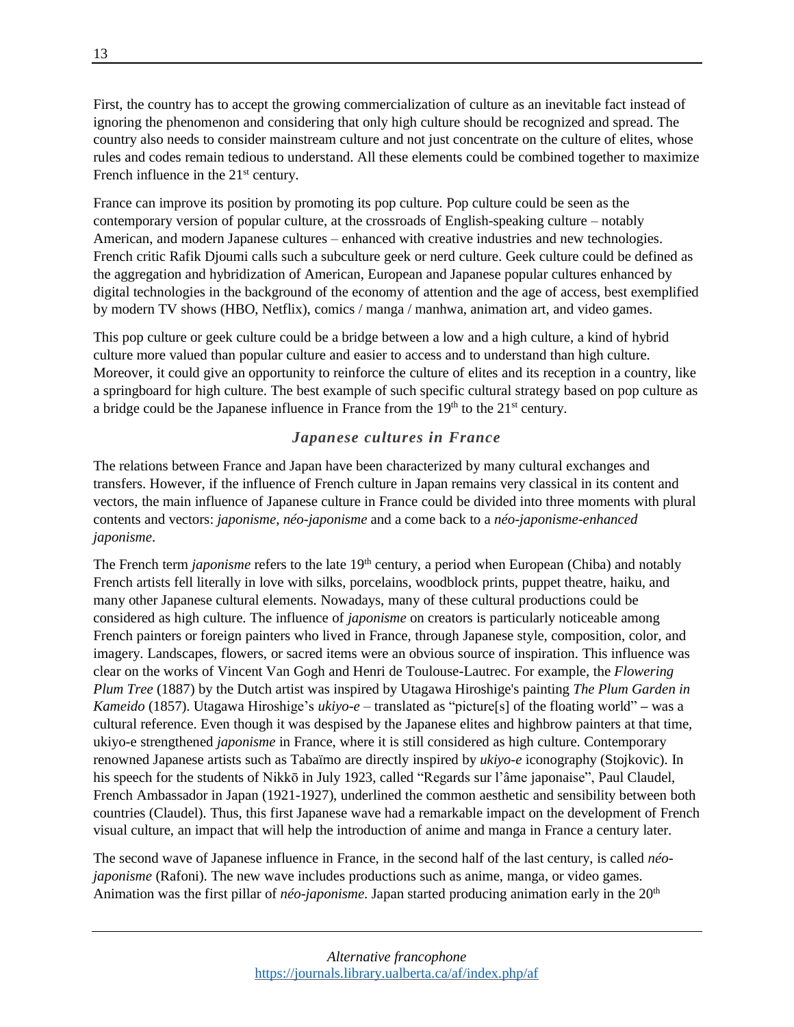First, the country has to accept the growing commercialization of culture as an inevitable fact instead of ignoring the phenomenon and considering that only high culture should be recognized and spread. The country also needs to consider mainstream culture and not just concentrate on the culture of elites, whose rules and codes remain tedious to understand. All these elements could be combined together to maximize French influence in the 21st century.

France can improve its position by promoting its pop culture. Pop culture could be seen as the contemporary version of popular culture, at the crossroads of English-speaking culture – notably American, and modern Japanese cultures – enhanced with creative industries and new technologies. French critic Rafik Djoumi calls such a subculture geek or nerd culture. Geek culture could be defined as the aggregation and hybridization of American, European and Japanese popular cultures enhanced by digital technologies in the background of the economy of attention and the age of access, best exemplified by modern TV shows (HBO, Netflix), comics / manga / manhwa, animation art, and video games.

This pop culture or geek culture could be a bridge between a low and a high culture, a kind of hybrid culture more valued than popular culture and easier to access and to understand than high culture. Moreover, it could give an opportunity to reinforce the culture of elites and its reception in a country, like a springboard for high culture. The best example of such specific cultural strategy based on pop culture as a bridge could be the Japanese influence in France from the 19th to the 21st century.

### *Japanese cultures in France*

The relations between France and Japan have been characterized by many cultural exchanges and transfers. However, if the influence of French culture in Japan remains very classical in its content and vectors, the main influence of Japanese culture in France could be divided into three moments with plural contents and vectors: *japonisme*, *néo-japonisme* and a come back to a *néo-japonisme-enhanced japonisme*.

The French term *japonisme* refers to the late 19th century, a period when European (Chiba) and notably French artists fell literally in love with silks, porcelains, woodblock prints, puppet theatre, haiku, and many other Japanese cultural elements. Nowadays, many of these cultural productions could be considered as high culture. The influence of *japonisme* on creators is particularly noticeable among French painters or foreign painters who lived in France, through Japanese style, composition, color, and imagery. Landscapes, flowers, or sacred items were an obvious source of inspiration. This influence was clear on the works of Vincent Van Gogh and Henri de Toulouse-Lautrec. For example, the *Flowering Plum Tree* (1887) by the Dutch artist was inspired by Utagawa Hiroshige's painting *The Plum Garden in Kameido* (1857). Utagawa Hiroshige's *ukiyo-e* – translated as "picture[s] of the floating world" – was a cultural reference. Even though it was despised by the Japanese elites and highbrow painters at that time, ukiyo-e strengthened *japonisme* in France, where it is still considered as high culture. Contemporary renowned Japanese artists such as Tabaïmo are directly inspired by *ukiyo-e* iconography (Stojkovic). In his speech for the students of Nikkō in July 1923, called "Regards sur l'âme japonaise", Paul Claudel, French Ambassador in Japan (1921-1927), underlined the common aesthetic and sensibility between both countries (Claudel). Thus, this first Japanese wave had a remarkable impact on the development of French visual culture, an impact that will help the introduction of anime and manga in France a century later.

The second wave of Japanese influence in France, in the second half of the last century, is called *néo-japonisme* (Rafoni). The new wave includes productions such as anime, manga, or video games. Animation was the first pillar of *néo-japonisme*. Japan started producing animation early in the 20th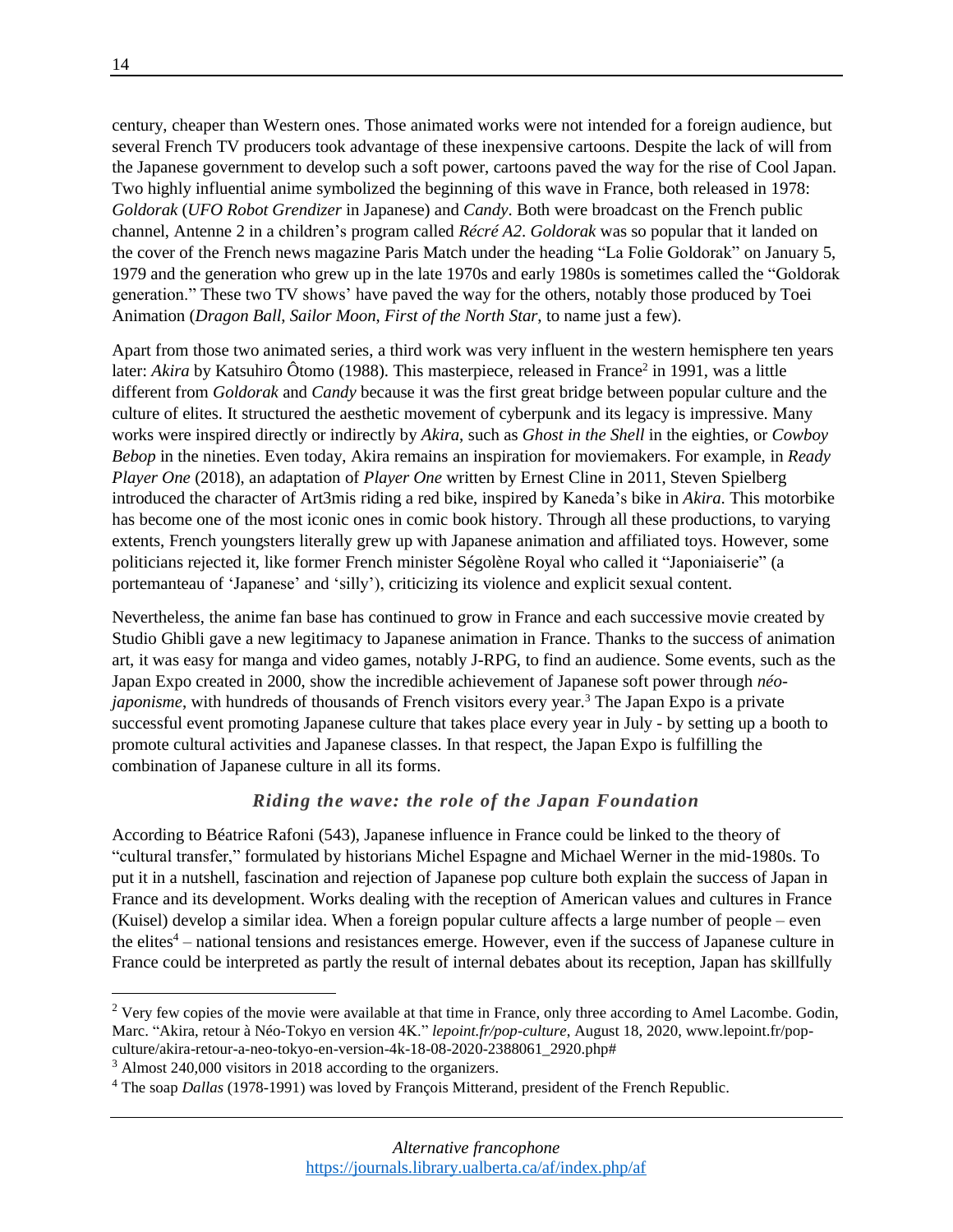century, cheaper than Western ones. Those animated works were not intended for a foreign audience, but several French TV producers took advantage of these inexpensive cartoons. Despite the lack of will from the Japanese government to develop such a soft power, cartoons paved the way for the rise of Cool Japan. Two highly influential anime symbolized the beginning of this wave in France, both released in 1978: *Goldorak* (*UFO Robot Grendizer* in Japanese) and *Candy*. Both were broadcast on the French public channel, Antenne 2 in a children's program called *Récré A2*. *Goldorak* was so popular that it landed on the cover of the French news magazine Paris Match under the heading "La Folie Goldorak" on January 5, 1979 and the generation who grew up in the late 1970s and early 1980s is sometimes called the "Goldorak generation." These two TV shows' have paved the way for the others, notably those produced by Toei Animation (*Dragon Ball*, *Sailor Moon*, *First of the North Star*, to name just a few).

Apart from those two animated series, a third work was very influent in the western hemisphere ten years later: *Akira* by Katsuhiro Ôtomo (1988). This masterpiece, released in France[2] in 1991, was a little different from *Goldorak* and *Candy* because it was the first great bridge between popular culture and the culture of elites. It structured the aesthetic movement of cyberpunk and its legacy is impressive. Many works were inspired directly or indirectly by *Akira*, such as *Ghost in the Shell* in the eighties, or *Cowboy Bebop* in the nineties. Even today, Akira remains an inspiration for moviemakers. For example, in *Ready Player One* (2018), an adaptation of *Player One* written by Ernest Cline in 2011, Steven Spielberg introduced the character of Art3mis riding a red bike, inspired by Kaneda's bike in *Akira*. This motorbike has become one of the most iconic ones in comic book history. Through all these productions, to varying extents, French youngsters literally grew up with Japanese animation and affiliated toys. However, some politicians rejected it, like former French minister Ségolène Royal who called it "Japoniaiserie" (a portemanteau of 'Japanese' and 'silly'), criticizing its violence and explicit sexual content.

Nevertheless, the anime fan base has continued to grow in France and each successive movie created by Studio Ghibli gave a new legitimacy to Japanese animation in France. Thanks to the success of animation art, it was easy for manga and video games, notably J-RPG, to find an audience. Some events, such as the Japan Expo created in 2000, show the incredible achievement of Japanese soft power through *néo-japonisme*, with hundreds of thousands of French visitors every year.[3] The Japan Expo is a private successful event promoting Japanese culture that takes place every year in July - by setting up a booth to promote cultural activities and Japanese classes. In that respect, the Japan Expo is fulfilling the combination of Japanese culture in all its forms.

### *Riding the wave: the role of the Japan Foundation*

According to Béatrice Rafoni (543), Japanese influence in France could be linked to the theory of "cultural transfer," formulated by historians Michel Espagne and Michael Werner in the mid-1980s. To put it in a nutshell, fascination and rejection of Japanese pop culture both explain the success of Japan in France and its development. Works dealing with the reception of American values and cultures in France (Kuisel) develop a similar idea. When a foreign popular culture affects a large number of people – even the elites[4] – national tensions and resistances emerge. However, even if the success of Japanese culture in France could be interpreted as partly the result of internal debates about its reception, Japan has skillfully

---

[2] Very few copies of the movie were available at that time in France, only three according to Amel Lacombe. Godin, Marc. "Akira, retour à Néo-Tokyo en version 4K." *lepoint.fr/pop-culture*, August 18, 2020, www.lepoint.fr/pop-culture/akira-retour-a-neo-tokyo-en-version-4k-18-08-2020-2388061_2920.php#

[3] Almost 240,000 visitors in 2018 according to the organizers.

[4] The soap *Dallas* (1978-1991) was loved by François Mitterand, president of the French Republic.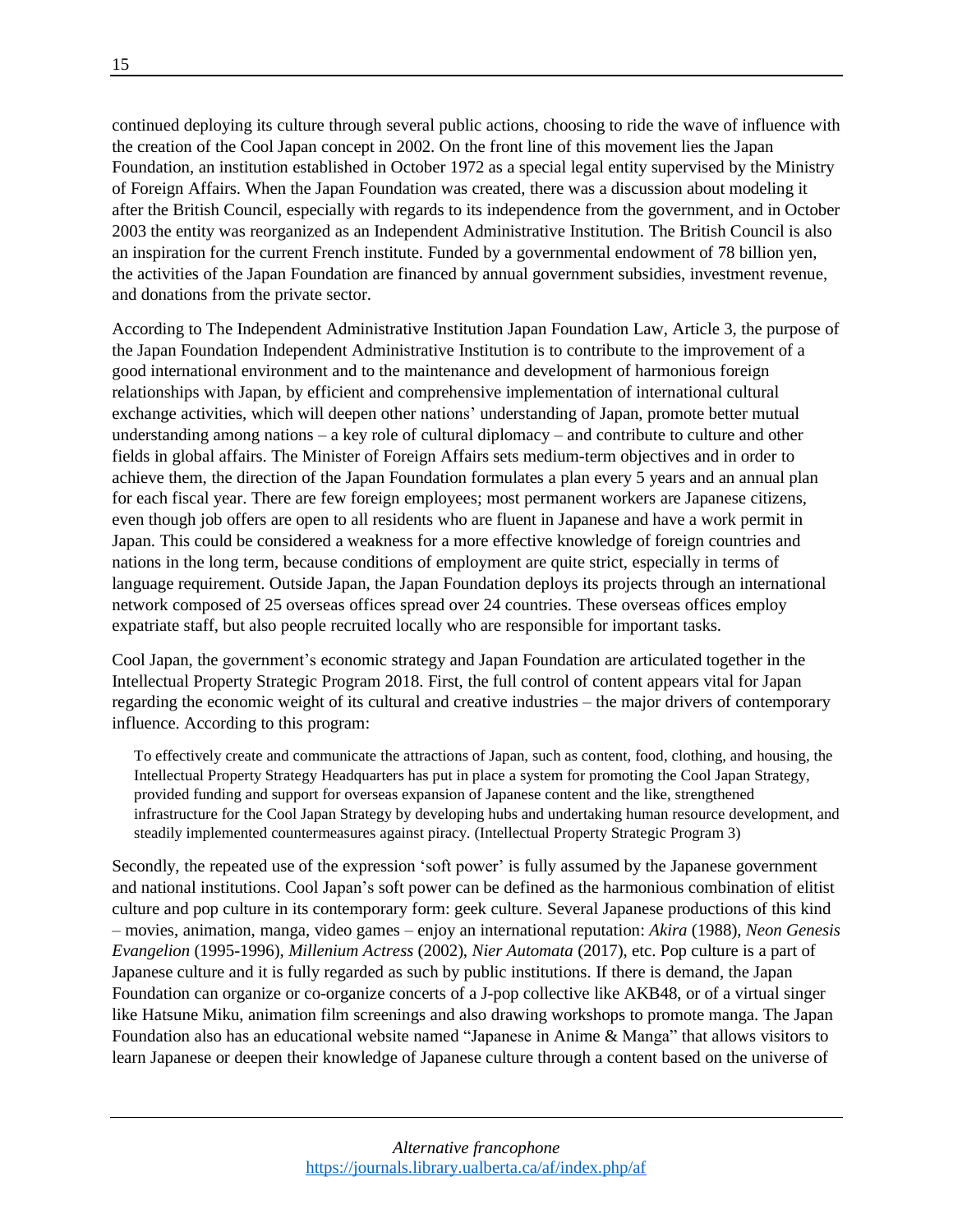continued deploying its culture through several public actions, choosing to ride the wave of influence with the creation of the Cool Japan concept in 2002. On the front line of this movement lies the Japan Foundation, an institution established in October 1972 as a special legal entity supervised by the Ministry of Foreign Affairs. When the Japan Foundation was created, there was a discussion about modeling it after the British Council, especially with regards to its independence from the government, and in October 2003 the entity was reorganized as an Independent Administrative Institution. The British Council is also an inspiration for the current French institute. Funded by a governmental endowment of 78 billion yen, the activities of the Japan Foundation are financed by annual government subsidies, investment revenue, and donations from the private sector.

According to The Independent Administrative Institution Japan Foundation Law, Article 3, the purpose of the Japan Foundation Independent Administrative Institution is to contribute to the improvement of a good international environment and to the maintenance and development of harmonious foreign relationships with Japan, by efficient and comprehensive implementation of international cultural exchange activities, which will deepen other nations' understanding of Japan, promote better mutual understanding among nations – a key role of cultural diplomacy – and contribute to culture and other fields in global affairs. The Minister of Foreign Affairs sets medium-term objectives and in order to achieve them, the direction of the Japan Foundation formulates a plan every 5 years and an annual plan for each fiscal year. There are few foreign employees; most permanent workers are Japanese citizens, even though job offers are open to all residents who are fluent in Japanese and have a work permit in Japan. This could be considered a weakness for a more effective knowledge of foreign countries and nations in the long term, because conditions of employment are quite strict, especially in terms of language requirement. Outside Japan, the Japan Foundation deploys its projects through an international network composed of 25 overseas offices spread over 24 countries. These overseas offices employ expatriate staff, but also people recruited locally who are responsible for important tasks.

Cool Japan, the government's economic strategy and Japan Foundation are articulated together in the Intellectual Property Strategic Program 2018. First, the full control of content appears vital for Japan regarding the economic weight of its cultural and creative industries – the major drivers of contemporary influence. According to this program:

> To effectively create and communicate the attractions of Japan, such as content, food, clothing, and housing, the Intellectual Property Strategy Headquarters has put in place a system for promoting the Cool Japan Strategy, provided funding and support for overseas expansion of Japanese content and the like, strengthened infrastructure for the Cool Japan Strategy by developing hubs and undertaking human resource development, and steadily implemented countermeasures against piracy. (Intellectual Property Strategic Program 3)

Secondly, the repeated use of the expression 'soft power' is fully assumed by the Japanese government and national institutions. Cool Japan's soft power can be defined as the harmonious combination of elitist culture and pop culture in its contemporary form: geek culture. Several Japanese productions of this kind – movies, animation, manga, video games – enjoy an international reputation: *Akira* (1988), *Neon Genesis Evangelion* (1995-1996), *Millenium Actress* (2002), *Nier Automata* (2017), etc. Pop culture is a part of Japanese culture and it is fully regarded as such by public institutions. If there is demand, the Japan Foundation can organize or co-organize concerts of a J-pop collective like AKB48, or of a virtual singer like Hatsune Miku, animation film screenings and also drawing workshops to promote manga. The Japan Foundation also has an educational website named "Japanese in Anime & Manga" that allows visitors to learn Japanese or deepen their knowledge of Japanese culture through a content based on the universe of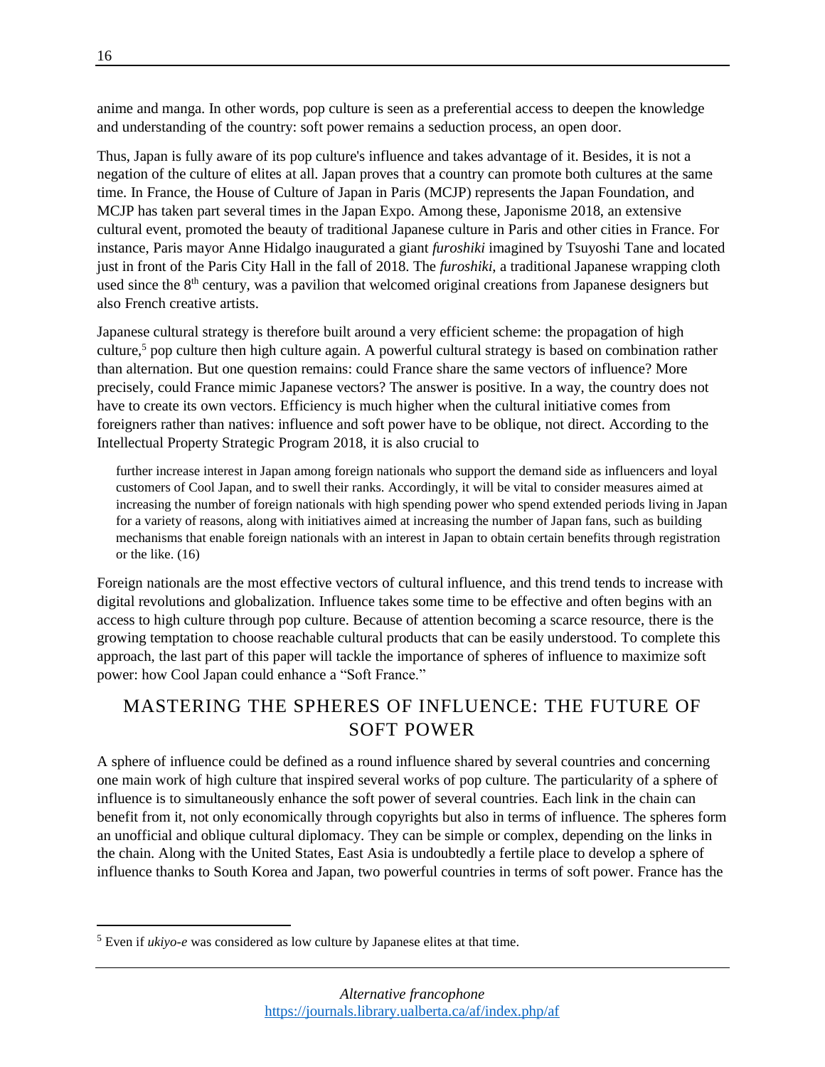anime and manga. In other words, pop culture is seen as a preferential access to deepen the knowledge and understanding of the country: soft power remains a seduction process, an open door.

Thus, Japan is fully aware of its pop culture's influence and takes advantage of it. Besides, it is not a negation of the culture of elites at all. Japan proves that a country can promote both cultures at the same time. In France, the House of Culture of Japan in Paris (MCJP) represents the Japan Foundation, and MCJP has taken part several times in the Japan Expo. Among these, Japonisme 2018, an extensive cultural event, promoted the beauty of traditional Japanese culture in Paris and other cities in France. For instance, Paris mayor Anne Hidalgo inaugurated a giant *furoshiki* imagined by Tsuyoshi Tane and located just in front of the Paris City Hall in the fall of 2018. The *furoshiki*, a traditional Japanese wrapping cloth used since the 8th century, was a pavilion that welcomed original creations from Japanese designers but also French creative artists.

Japanese cultural strategy is therefore built around a very efficient scheme: the propagation of high culture,[5] pop culture then high culture again. A powerful cultural strategy is based on combination rather than alternation. But one question remains: could France share the same vectors of influence? More precisely, could France mimic Japanese vectors? The answer is positive. In a way, the country does not have to create its own vectors. Efficiency is much higher when the cultural initiative comes from foreigners rather than natives: influence and soft power have to be oblique, not direct. According to the Intellectual Property Strategic Program 2018, it is also crucial to

> further increase interest in Japan among foreign nationals who support the demand side as influencers and loyal customers of Cool Japan, and to swell their ranks. Accordingly, it will be vital to consider measures aimed at increasing the number of foreign nationals with high spending power who spend extended periods living in Japan for a variety of reasons, along with initiatives aimed at increasing the number of Japan fans, such as building mechanisms that enable foreign nationals with an interest in Japan to obtain certain benefits through registration or the like. (16)

Foreign nationals are the most effective vectors of cultural influence, and this trend tends to increase with digital revolutions and globalization. Influence takes some time to be effective and often begins with an access to high culture through pop culture. Because of attention becoming a scarce resource, there is the growing temptation to choose reachable cultural products that can be easily understood. To complete this approach, the last part of this paper will tackle the importance of spheres of influence to maximize soft power: how Cool Japan could enhance a "Soft France."

## MASTERING THE SPHERES OF INFLUENCE: THE FUTURE OF SOFT POWER

A sphere of influence could be defined as a round influence shared by several countries and concerning one main work of high culture that inspired several works of pop culture. The particularity of a sphere of influence is to simultaneously enhance the soft power of several countries. Each link in the chain can benefit from it, not only economically through copyrights but also in terms of influence. The spheres form an unofficial and oblique cultural diplomacy. They can be simple or complex, depending on the links in the chain. Along with the United States, East Asia is undoubtedly a fertile place to develop a sphere of influence thanks to South Korea and Japan, two powerful countries in terms of soft power. France has the

---

[5] Even if *ukiyo-e* was considered as low culture by Japanese elites at that time.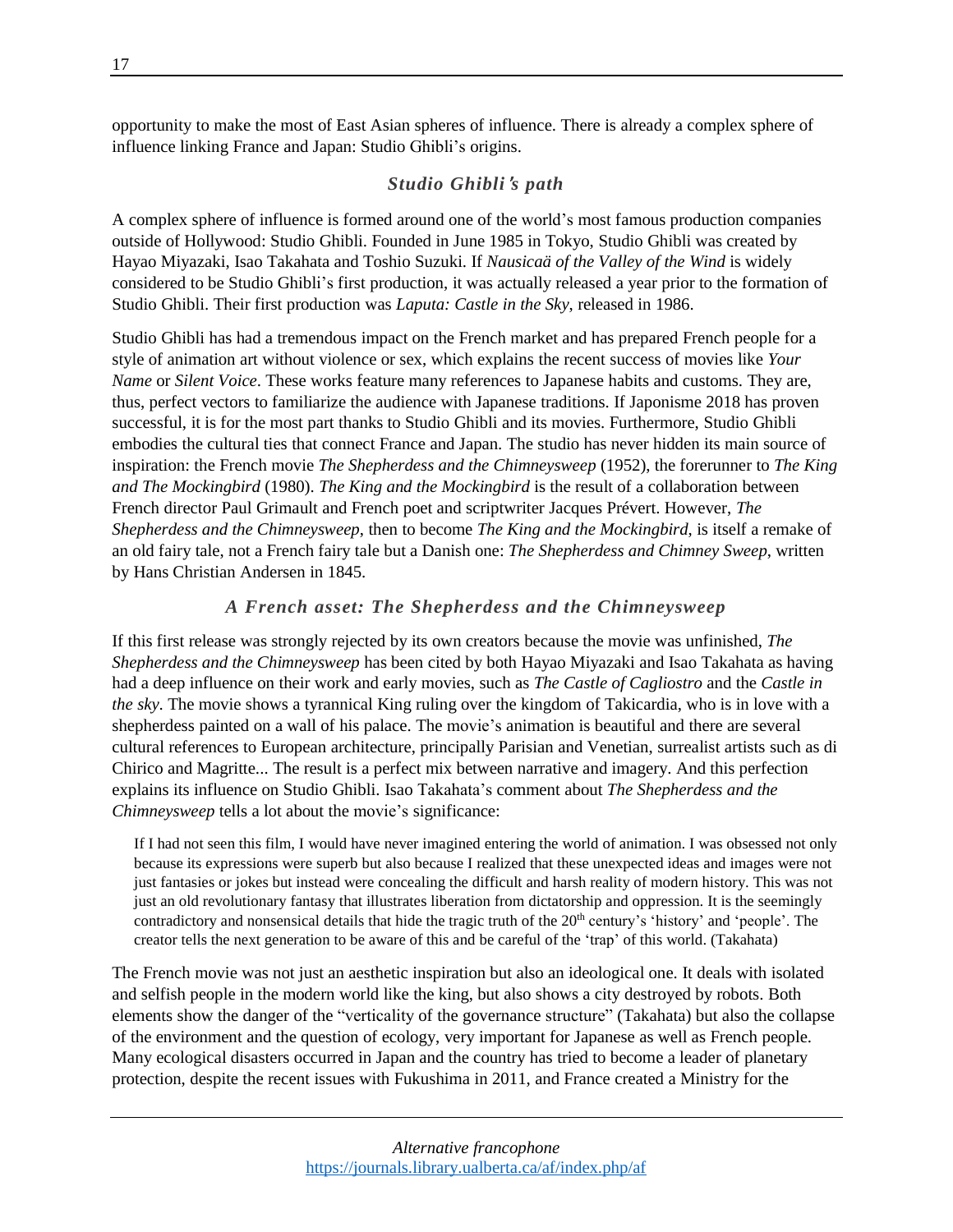opportunity to make the most of East Asian spheres of influence. There is already a complex sphere of influence linking France and Japan: Studio Ghibli's origins.

### *Studio Ghibli's path*

A complex sphere of influence is formed around one of the world's most famous production companies outside of Hollywood: Studio Ghibli. Founded in June 1985 in Tokyo, Studio Ghibli was created by Hayao Miyazaki, Isao Takahata and Toshio Suzuki. If *Nausicaä of the Valley of the Wind* is widely considered to be Studio Ghibli's first production, it was actually released a year prior to the formation of Studio Ghibli. Their first production was *Laputa: Castle in the Sky*, released in 1986.

Studio Ghibli has had a tremendous impact on the French market and has prepared French people for a style of animation art without violence or sex, which explains the recent success of movies like *Your Name* or *Silent Voice*. These works feature many references to Japanese habits and customs. They are, thus, perfect vectors to familiarize the audience with Japanese traditions. If Japonisme 2018 has proven successful, it is for the most part thanks to Studio Ghibli and its movies. Furthermore, Studio Ghibli embodies the cultural ties that connect France and Japan. The studio has never hidden its main source of inspiration: the French movie *The Shepherdess and the Chimneysweep* (1952), the forerunner to *The King and The Mockingbird* (1980). *The King and the Mockingbird* is the result of a collaboration between French director Paul Grimault and French poet and scriptwriter Jacques Prévert. However, *The Shepherdess and the Chimneysweep*, then to become *The King and the Mockingbird*, is itself a remake of an old fairy tale, not a French fairy tale but a Danish one: *The Shepherdess and Chimney Sweep*, written by Hans Christian Andersen in 1845.

### *A French asset: The Shepherdess and the Chimneysweep*

If this first release was strongly rejected by its own creators because the movie was unfinished, *The Shepherdess and the Chimneysweep* has been cited by both Hayao Miyazaki and Isao Takahata as having had a deep influence on their work and early movies, such as *The Castle of Cagliostro* and the *Castle in the sky*. The movie shows a tyrannical King ruling over the kingdom of Takicardia, who is in love with a shepherdess painted on a wall of his palace. The movie's animation is beautiful and there are several cultural references to European architecture, principally Parisian and Venetian, surrealist artists such as di Chirico and Magritte... The result is a perfect mix between narrative and imagery. And this perfection explains its influence on Studio Ghibli. Isao Takahata's comment about *The Shepherdess and the Chimneysweep* tells a lot about the movie's significance:

> If I had not seen this film, I would have never imagined entering the world of animation. I was obsessed not only because its expressions were superb but also because I realized that these unexpected ideas and images were not just fantasies or jokes but instead were concealing the difficult and harsh reality of modern history. This was not just an old revolutionary fantasy that illustrates liberation from dictatorship and oppression. It is the seemingly contradictory and nonsensical details that hide the tragic truth of the 20th century's 'history' and 'people'. The creator tells the next generation to be aware of this and be careful of the 'trap' of this world. (Takahata)

The French movie was not just an aesthetic inspiration but also an ideological one. It deals with isolated and selfish people in the modern world like the king, but also shows a city destroyed by robots. Both elements show the danger of the "verticality of the governance structure" (Takahata) but also the collapse of the environment and the question of ecology, very important for Japanese as well as French people. Many ecological disasters occurred in Japan and the country has tried to become a leader of planetary protection, despite the recent issues with Fukushima in 2011, and France created a Ministry for the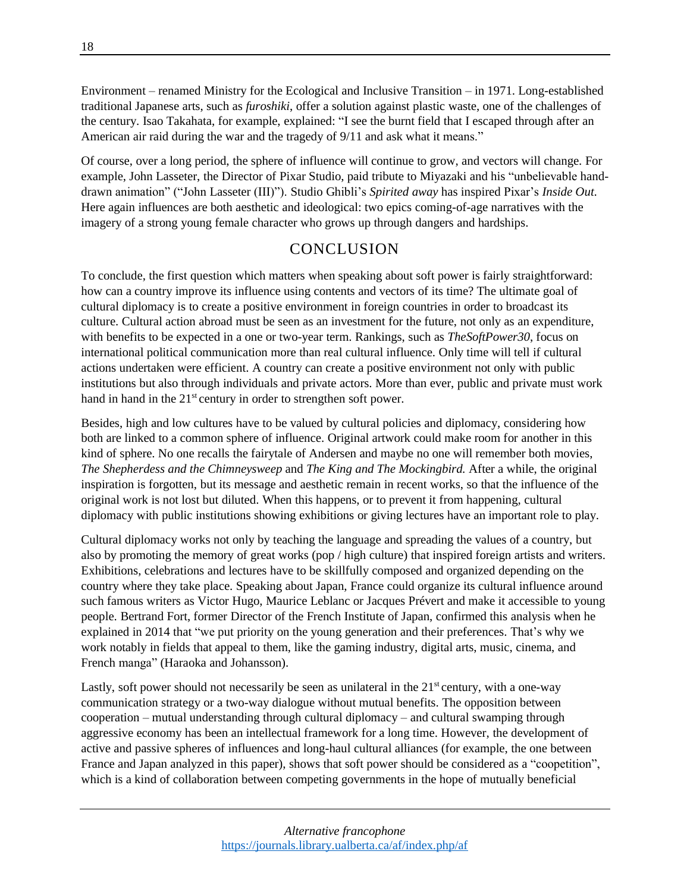Environment – renamed Ministry for the Ecological and Inclusive Transition – in 1971. Long-established traditional Japanese arts, such as *furoshiki*, offer a solution against plastic waste, one of the challenges of the century. Isao Takahata, for example, explained: "I see the burnt field that I escaped through after an American air raid during the war and the tragedy of 9/11 and ask what it means."

Of course, over a long period, the sphere of influence will continue to grow, and vectors will change. For example, John Lasseter, the Director of Pixar Studio, paid tribute to Miyazaki and his "unbelievable hand-drawn animation" ("John Lasseter (III)"). Studio Ghibli's *Spirited away* has inspired Pixar's *Inside Out.* Here again influences are both aesthetic and ideological: two epics coming-of-age narratives with the imagery of a strong young female character who grows up through dangers and hardships.

## CONCLUSION

To conclude, the first question which matters when speaking about soft power is fairly straightforward: how can a country improve its influence using contents and vectors of its time? The ultimate goal of cultural diplomacy is to create a positive environment in foreign countries in order to broadcast its culture. Cultural action abroad must be seen as an investment for the future, not only as an expenditure, with benefits to be expected in a one or two-year term. Rankings, such as *TheSoftPower30*, focus on international political communication more than real cultural influence. Only time will tell if cultural actions undertaken were efficient. A country can create a positive environment not only with public institutions but also through individuals and private actors. More than ever, public and private must work hand in hand in the 21st century in order to strengthen soft power.

Besides, high and low cultures have to be valued by cultural policies and diplomacy, considering how both are linked to a common sphere of influence. Original artwork could make room for another in this kind of sphere. No one recalls the fairytale of Andersen and maybe no one will remember both movies, *The Shepherdess and the Chimneysweep* and *The King and The Mockingbird.* After a while, the original inspiration is forgotten, but its message and aesthetic remain in recent works, so that the influence of the original work is not lost but diluted. When this happens, or to prevent it from happening, cultural diplomacy with public institutions showing exhibitions or giving lectures have an important role to play.

Cultural diplomacy works not only by teaching the language and spreading the values of a country, but also by promoting the memory of great works (pop / high culture) that inspired foreign artists and writers. Exhibitions, celebrations and lectures have to be skillfully composed and organized depending on the country where they take place. Speaking about Japan, France could organize its cultural influence around such famous writers as Victor Hugo, Maurice Leblanc or Jacques Prévert and make it accessible to young people. Bertrand Fort, former Director of the French Institute of Japan, confirmed this analysis when he explained in 2014 that "we put priority on the young generation and their preferences. That's why we work notably in fields that appeal to them, like the gaming industry, digital arts, music, cinema, and French manga" (Haraoka and Johansson).

Lastly, soft power should not necessarily be seen as unilateral in the 21st century, with a one-way communication strategy or a two-way dialogue without mutual benefits. The opposition between cooperation – mutual understanding through cultural diplomacy – and cultural swamping through aggressive economy has been an intellectual framework for a long time. However, the development of active and passive spheres of influences and long-haul cultural alliances (for example, the one between France and Japan analyzed in this paper), shows that soft power should be considered as a "coopetition", which is a kind of collaboration between competing governments in the hope of mutually beneficial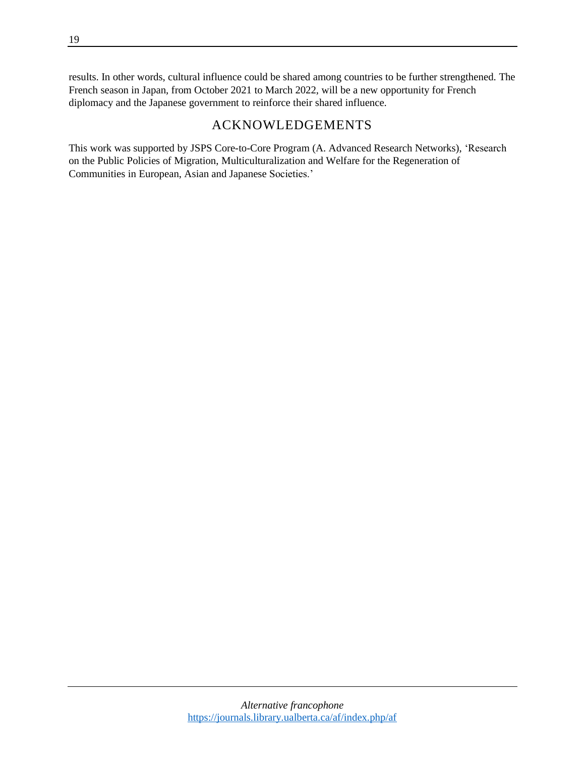results. In other words, cultural influence could be shared among countries to be further strengthened. The French season in Japan, from October 2021 to March 2022, will be a new opportunity for French diplomacy and the Japanese government to reinforce their shared influence.

## ACKNOWLEDGEMENTS

This work was supported by JSPS Core-to-Core Program (A. Advanced Research Networks), 'Research on the Public Policies of Migration, Multiculturalization and Welfare for the Regeneration of Communities in European, Asian and Japanese Societies.'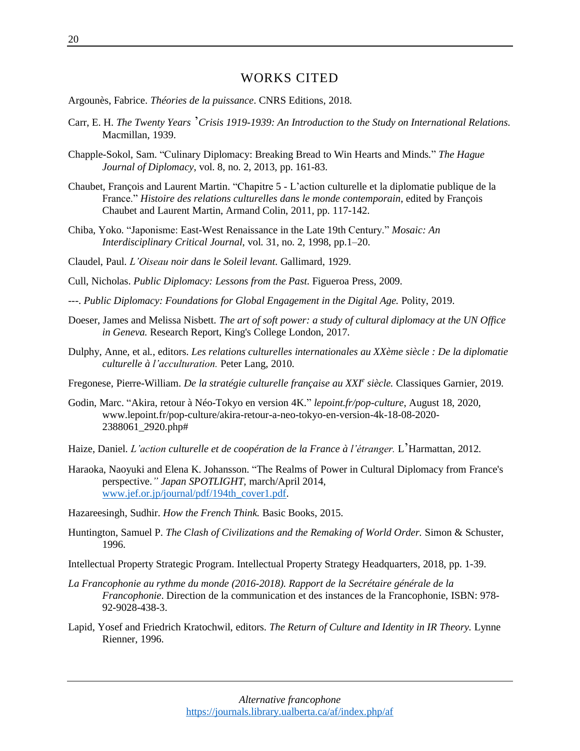# WORKS CITED

Argounès, Fabrice. *Théories de la puissance*. CNRS Editions, 2018.

Carr, E. H. *The Twenty Years 'Crisis 1919-1939: An Introduction to the Study on International Relations.* Macmillan, 1939.

Chapple-Sokol, Sam. "Culinary Diplomacy: Breaking Bread to Win Hearts and Minds." *The Hague Journal of Diplomacy*, vol. 8, no. 2, 2013, pp. 161-83.

Chaubet, François and Laurent Martin. "Chapitre 5 - L'action culturelle et la diplomatie publique de la France." *Histoire des relations culturelles dans le monde contemporain*, edited by François Chaubet and Laurent Martin, Armand Colin, 2011, pp. 117-142.

Chiba, Yoko. "Japonisme: East-West Renaissance in the Late 19th Century." *Mosaic: An Interdisciplinary Critical Journal*, vol. 31, no. 2, 1998, pp.1–20.

Claudel, Paul. *L'Oiseau noir dans le Soleil levant*. Gallimard, 1929.

Cull, Nicholas. *Public Diplomacy: Lessons from the Past*. Figueroa Press, 2009.

---. *Public Diplomacy: Foundations for Global Engagement in the Digital Age.* Polity, 2019.

Doeser, James and Melissa Nisbett. *The art of soft power: a study of cultural diplomacy at the UN Office in Geneva.* Research Report, King's College London, 2017.

Dulphy, Anne, et al., editors. *Les relations culturelles internationales au XXème siècle : De la diplomatie culturelle à l'acculturation.* Peter Lang, 2010.

Fregonese, Pierre-William. *De la stratégie culturelle française au XXI^e siècle.* Classiques Garnier, 2019.

Godin, Marc. "Akira, retour à Néo-Tokyo en version 4K." *lepoint.fr/pop-culture*, August 18, 2020, www.lepoint.fr/pop-culture/akira-retour-a-neo-tokyo-en-version-4k-18-08-2020-2388061_2920.php#

Haize, Daniel. *L'action culturelle et de coopération de la France à l'étranger.* L'Harmattan, 2012.

Haraoka, Naoyuki and Elena K. Johansson. "The Realms of Power in Cultural Diplomacy from France's perspective." *Japan SPOTLIGHT*, march/April 2014, www.jef.or.jp/journal/pdf/194th_cover1.pdf.

Hazareesingh, Sudhir. *How the French Think.* Basic Books, 2015.

Huntington, Samuel P. *The Clash of Civilizations and the Remaking of World Order.* Simon & Schuster, 1996.

Intellectual Property Strategic Program. Intellectual Property Strategy Headquarters, 2018, pp. 1-39.

*La Francophonie au rythme du monde (2016-2018). Rapport de la Secrétaire générale de la Francophonie*. Direction de la communication et des instances de la Francophonie, ISBN: 978-92-9028-438-3.

Lapid, Yosef and Friedrich Kratochwil, editors. *The Return of Culture and Identity in IR Theory.* Lynne Rienner, 1996.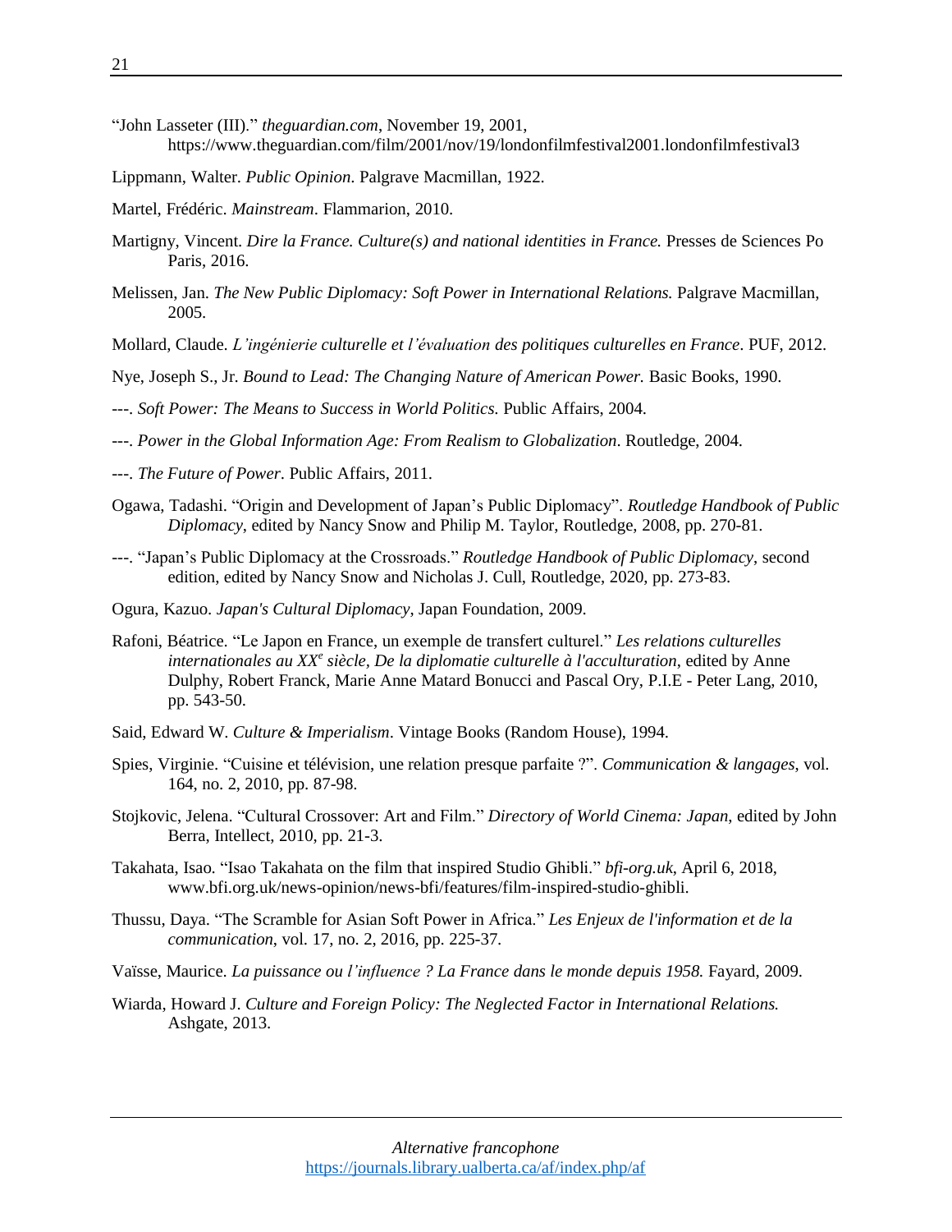"John Lasseter (III)." *theguardian.com*, November 19, 2001, https://www.theguardian.com/film/2001/nov/19/londonfilmfestival2001.londonfilmfestival3

Lippmann, Walter. *Public Opinion*. Palgrave Macmillan, 1922.

Martel, Frédéric. *Mainstream*. Flammarion, 2010.

Martigny, Vincent. *Dire la France. Culture(s) and national identities in France.* Presses de Sciences Po Paris, 2016.

Melissen, Jan. *The New Public Diplomacy: Soft Power in International Relations.* Palgrave Macmillan, 2005.

Mollard, Claude. *L'ingénierie culturelle et l'évaluation des politiques culturelles en France*. PUF, 2012.

Nye, Joseph S., Jr. *Bound to Lead: The Changing Nature of American Power.* Basic Books, 1990.

---. *Soft Power: The Means to Success in World Politics.* Public Affairs, 2004.

---. *Power in the Global Information Age: From Realism to Globalization*. Routledge, 2004.

---. *The Future of Power*. Public Affairs, 2011.

Ogawa, Tadashi. "Origin and Development of Japan's Public Diplomacy". *Routledge Handbook of Public Diplomacy*, edited by Nancy Snow and Philip M. Taylor, Routledge, 2008, pp. 270-81.

---. "Japan's Public Diplomacy at the Crossroads." *Routledge Handbook of Public Diplomacy*, second edition, edited by Nancy Snow and Nicholas J. Cull, Routledge, 2020, pp. 273-83.

Ogura, Kazuo. *Japan's Cultural Diplomacy*, Japan Foundation, 2009.

Rafoni, Béatrice. "Le Japon en France, un exemple de transfert culturel." *Les relations culturelles internationales au XX^e siècle, De la diplomatie culturelle à l'acculturation*, edited by Anne Dulphy, Robert Franck, Marie Anne Matard Bonucci and Pascal Ory, P.I.E - Peter Lang, 2010, pp. 543-50.

Said, Edward W. *Culture & Imperialism*. Vintage Books (Random House), 1994.

Spies, Virginie. "Cuisine et télévision, une relation presque parfaite ?". *Communication & langages*, vol. 164, no. 2, 2010, pp. 87-98.

Stojkovic, Jelena. "Cultural Crossover: Art and Film." *Directory of World Cinema: Japan*, edited by John Berra, Intellect, 2010, pp. 21-3.

Takahata, Isao. "Isao Takahata on the film that inspired Studio Ghibli." *bfi-org.uk*, April 6, 2018, www.bfi.org.uk/news-opinion/news-bfi/features/film-inspired-studio-ghibli.

Thussu, Daya. "The Scramble for Asian Soft Power in Africa." *Les Enjeux de l'information et de la communication*, vol. 17, no. 2, 2016, pp. 225-37.

Vaïsse, Maurice. *La puissance ou l'influence ? La France dans le monde depuis 1958.* Fayard, 2009.

Wiarda, Howard J. *Culture and Foreign Policy: The Neglected Factor in International Relations.* Ashgate, 2013.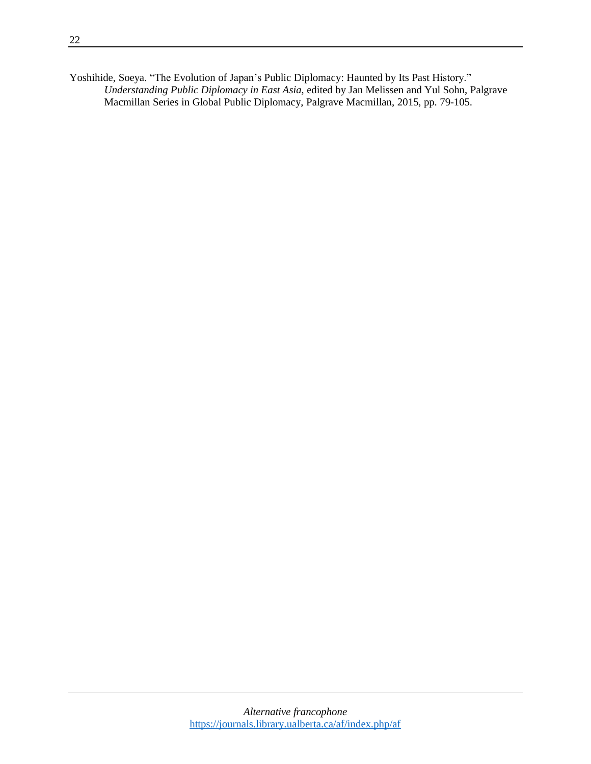Yoshihide, Soeya. "The Evolution of Japan's Public Diplomacy: Haunted by Its Past History." *Understanding Public Diplomacy in East Asia*, edited by Jan Melissen and Yul Sohn, Palgrave Macmillan Series in Global Public Diplomacy, Palgrave Macmillan, 2015, pp. 79-105.